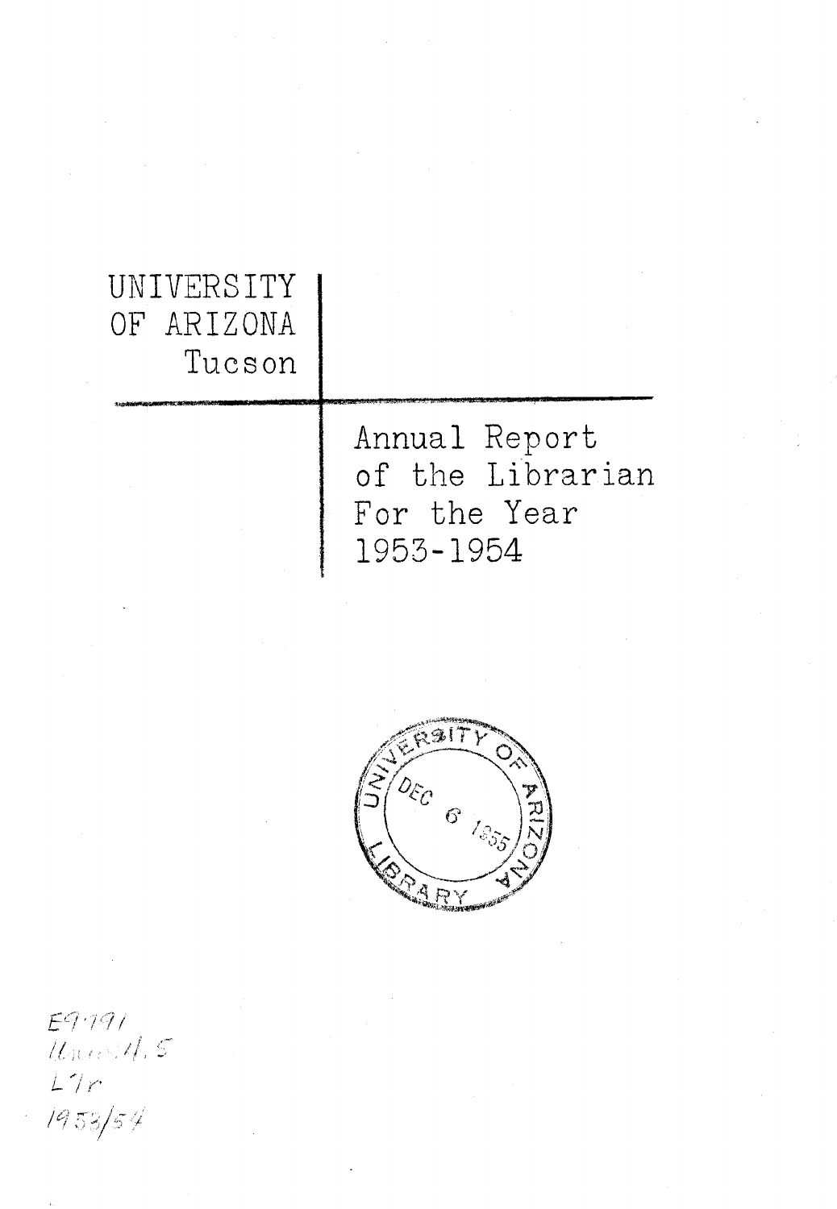UNIVERSITY
OF ARIZONA
Tucson

# Annual Report of the Librarian For the Year 1953-1954

UNIVERSITY OF ARIZONA LIBRARY
DEC 6 1955

E9791
Univ.4.5
L7r
1953/54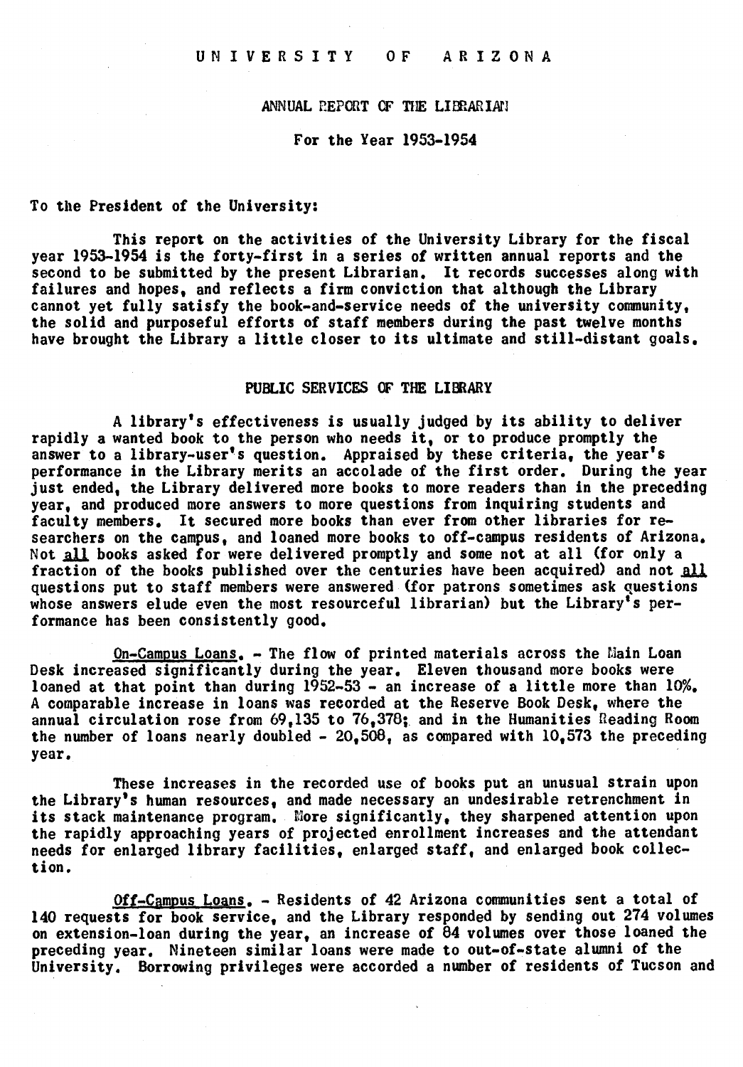UNIVERSITY OF ARIZONA

ANNUAL REPORT OF THE LIBRARIAN

For the Year 1953-1954

To the President of the University:

This report on the activities of the University Library for the fiscal year 1953-1954 is the forty-first in a series of written annual reports and the second to be submitted by the present Librarian. It records successes along with failures and hopes, and reflects a firm conviction that although the Library cannot yet fully satisfy the book-and-service needs of the university community, the solid and purposeful efforts of staff members during the past twelve months have brought the Library a little closer to its ultimate and still-distant goals.

## PUBLIC SERVICES OF THE LIBRARY

A library's effectiveness is usually judged by its ability to deliver rapidly a wanted book to the person who needs it, or to produce promptly the answer to a library-user's question. Appraised by these criteria, the year's performance in the Library merits an accolade of the first order. During the year just ended, the Library delivered more books to more readers than in the preceding year, and produced more answers to more questions from inquiring students and faculty members. It secured more books than ever from other libraries for researchers on the campus, and loaned more books to off-campus residents of Arizona. Not all books asked for were delivered promptly and some not at all (for only a fraction of the books published over the centuries have been acquired) and not all questions put to staff members were answered (for patrons sometimes ask questions whose answers elude even the most resourceful librarian) but the Library's performance has been consistently good.

On-Campus Loans. - The flow of printed materials across the Main Loan Desk increased significantly during the year. Eleven thousand more books were loaned at that point than during 1952-53 - an increase of a little more than 10%. A comparable increase in loans was recorded at the Reserve Book Desk, where the annual circulation rose from 69,135 to 76,378; and in the Humanities Reading Room the number of loans nearly doubled - 20,508, as compared with 10,573 the preceding year.

These increases in the recorded use of books put an unusual strain upon the Library's human resources, and made necessary an undesirable retrenchment in its stack maintenance program. More significantly, they sharpened attention upon the rapidly approaching years of projected enrollment increases and the attendant needs for enlarged library facilities, enlarged staff, and enlarged book collection.

Off-Campus Loans. - Residents of 42 Arizona communities sent a total of 140 requests for book service, and the Library responded by sending out 274 volumes on extension-loan during the year, an increase of 84 volumes over those loaned the preceding year. Nineteen similar loans were made to out-of-state alumni of the University. Borrowing privileges were accorded a number of residents of Tucson and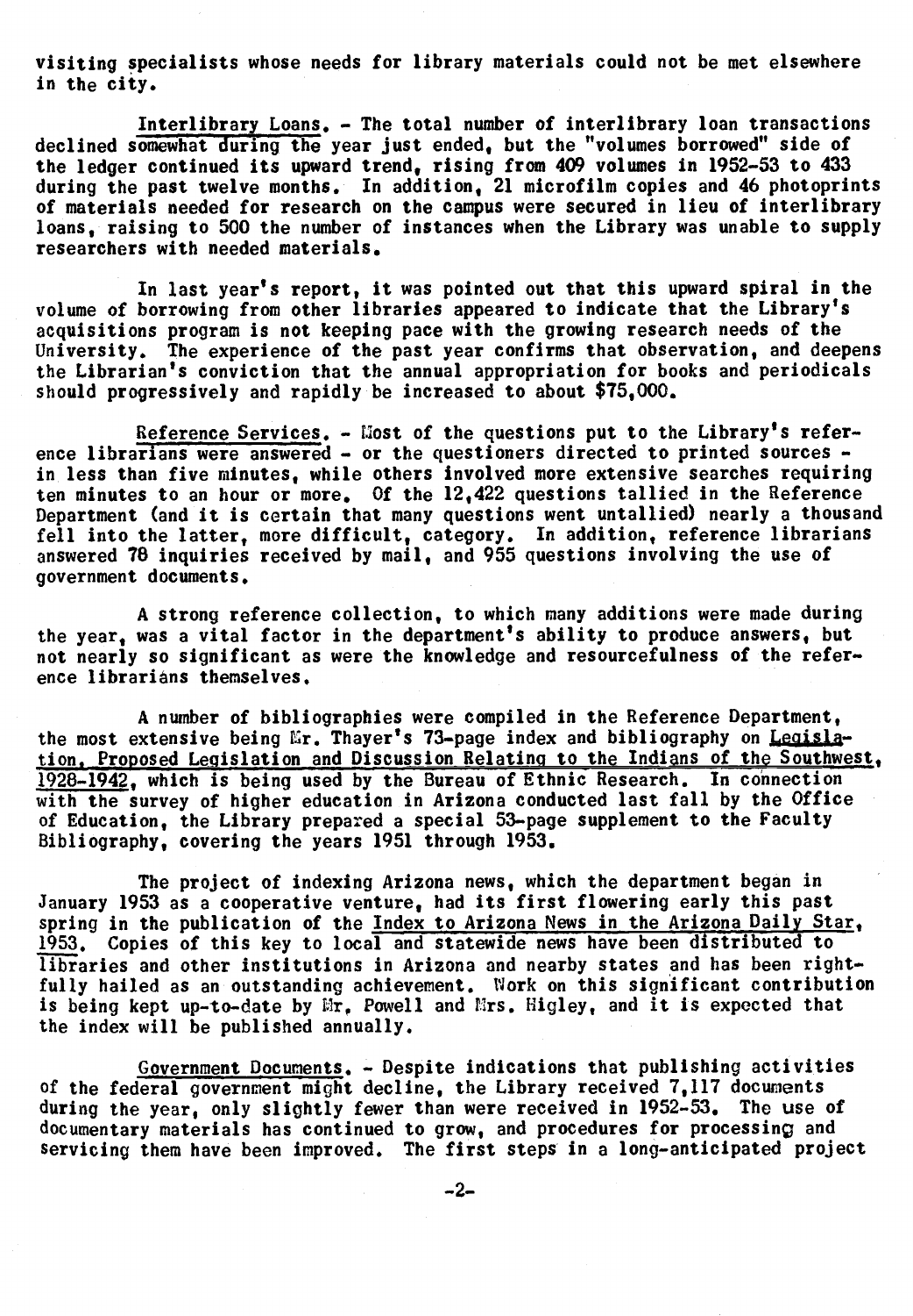visiting specialists whose needs for library materials could not be met elsewhere in the city.

Interlibrary Loans. - The total number of interlibrary loan transactions declined somewhat during the year just ended, but the "volumes borrowed" side of the ledger continued its upward trend, rising from 409 volumes in 1952-53 to 433 during the past twelve months. In addition, 21 microfilm copies and 46 photoprints of materials needed for research on the campus were secured in lieu of interlibrary loans, raising to 500 the number of instances when the Library was unable to supply researchers with needed materials.

In last year's report, it was pointed out that this upward spiral in the volume of borrowing from other libraries appeared to indicate that the Library's acquisitions program is not keeping pace with the growing research needs of the University. The experience of the past year confirms that observation, and deepens the Librarian's conviction that the annual appropriation for books and periodicals should progressively and rapidly be increased to about $75,000.

Reference Services. - Most of the questions put to the Library's reference librarians were answered - or the questioners directed to printed sources - in less than five minutes, while others involved more extensive searches requiring ten minutes to an hour or more. Of the 12,422 questions tallied in the Reference Department (and it is certain that many questions went untallied) nearly a thousand fell into the latter, more difficult, category. In addition, reference librarians answered 78 inquiries received by mail, and 955 questions involving the use of government documents.

A strong reference collection, to which many additions were made during the year, was a vital factor in the department's ability to produce answers, but not nearly so significant as were the knowledge and resourcefulness of the reference librarians themselves.

A number of bibliographies were compiled in the Reference Department, the most extensive being Mr. Thayer's 73-page index and bibliography on Legislation, Proposed Legislation and Discussion Relating to the Indians of the Southwest, 1928-1942, which is being used by the Bureau of Ethnic Research. In connection with the survey of higher education in Arizona conducted last fall by the Office of Education, the Library prepared a special 53-page supplement to the Faculty Bibliography, covering the years 1951 through 1953.

The project of indexing Arizona news, which the department began in January 1953 as a cooperative venture, had its first flowering early this past spring in the publication of the Index to Arizona News in the Arizona Daily Star, 1953. Copies of this key to local and statewide news have been distributed to libraries and other institutions in Arizona and nearby states and has been rightfully hailed as an outstanding achievement. Work on this significant contribution is being kept up-to-date by Mr. Powell and Mrs. Higley, and it is expected that the index will be published annually.

Government Documents. - Despite indications that publishing activities of the federal government might decline, the Library received 7,117 documents during the year, only slightly fewer than were received in 1952-53. The use of documentary materials has continued to grow, and procedures for processing and servicing them have been improved. The first steps in a long-anticipated project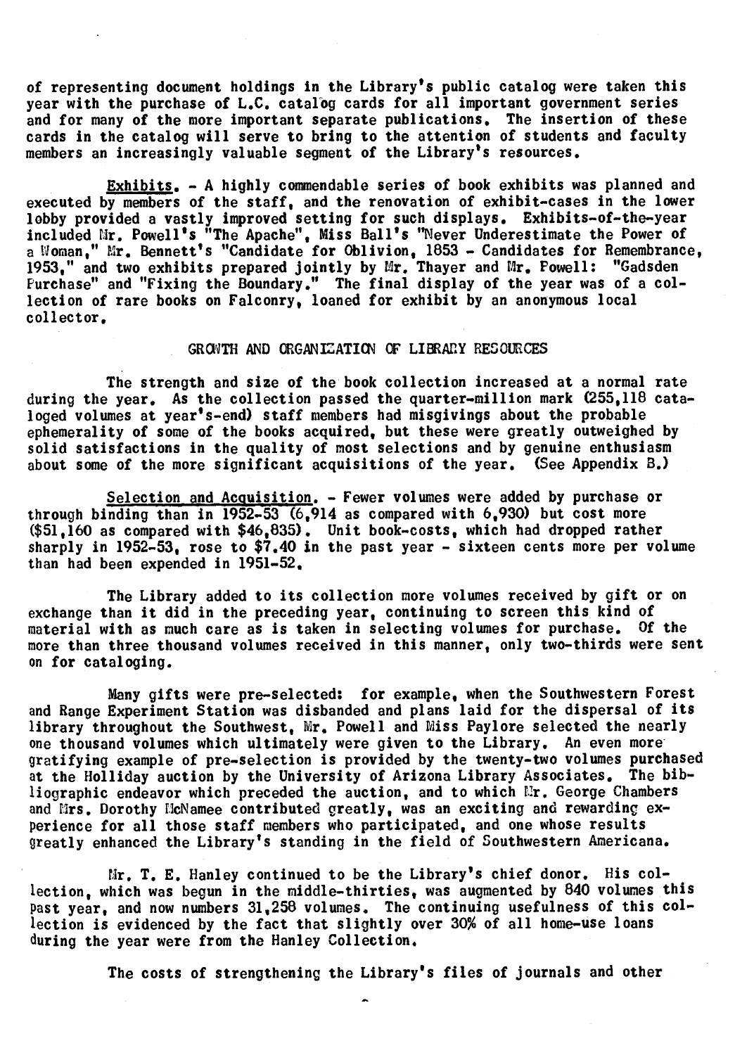of representing document holdings in the Library's public catalog were taken this year with the purchase of L.C. catalog cards for all important government series and for many of the more important separate publications. The insertion of these cards in the catalog will serve to bring to the attention of students and faculty members an increasingly valuable segment of the Library's resources.

Exhibits. - A highly commendable series of book exhibits was planned and executed by members of the staff, and the renovation of exhibit-cases in the lower lobby provided a vastly improved setting for such displays. Exhibits-of-the-year included Mr. Powell's "The Apache", Miss Ball's "Never Underestimate the Power of a Woman," Mr. Bennett's "Candidate for Oblivion, 1853 - Candidates for Remembrance, 1953," and two exhibits prepared jointly by Mr. Thayer and Mr. Powell: "Gadsden Purchase" and "Fixing the Boundary." The final display of the year was of a collection of rare books on Falconry, loaned for exhibit by an anonymous local collector.

## GROWTH AND ORGANIZATION OF LIBRARY RESOURCES

The strength and size of the book collection increased at a normal rate during the year. As the collection passed the quarter-million mark (255,118 cataloged volumes at year's-end) staff members had misgivings about the probable ephemerality of some of the books acquired, but these were greatly outweighed by solid satisfactions in the quality of most selections and by genuine enthusiasm about some of the more significant acquisitions of the year. (See Appendix B.)

Selection and Acquisition. - Fewer volumes were added by purchase or through binding than in 1952-53 (6,914 as compared with 6,930) but cost more ($51,160 as compared with $46,835). Unit book-costs, which had dropped rather sharply in 1952-53, rose to $7.40 in the past year - sixteen cents more per volume than had been expended in 1951-52.

The Library added to its collection more volumes received by gift or on exchange than it did in the preceding year, continuing to screen this kind of material with as much care as is taken in selecting volumes for purchase. Of the more than three thousand volumes received in this manner, only two-thirds were sent on for cataloging.

Many gifts were pre-selected: for example, when the Southwestern Forest and Range Experiment Station was disbanded and plans laid for the dispersal of its library throughout the Southwest, Mr. Powell and Miss Paylore selected the nearly one thousand volumes which ultimately were given to the Library. An even more gratifying example of pre-selection is provided by the twenty-two volumes purchased at the Holliday auction by the University of Arizona Library Associates. The bibliographic endeavor which preceded the auction, and to which Mr. George Chambers and Mrs. Dorothy McNamee contributed greatly, was an exciting and rewarding experience for all those staff members who participated, and one whose results greatly enhanced the Library's standing in the field of Southwestern Americana.

Mr. T. E. Hanley continued to be the Library's chief donor. His collection, which was begun in the middle-thirties, was augmented by 840 volumes this past year, and now numbers 31,258 volumes. The continuing usefulness of this collection is evidenced by the fact that slightly over 30% of all home-use loans during the year were from the Hanley Collection.

The costs of strengthening the Library's files of journals and other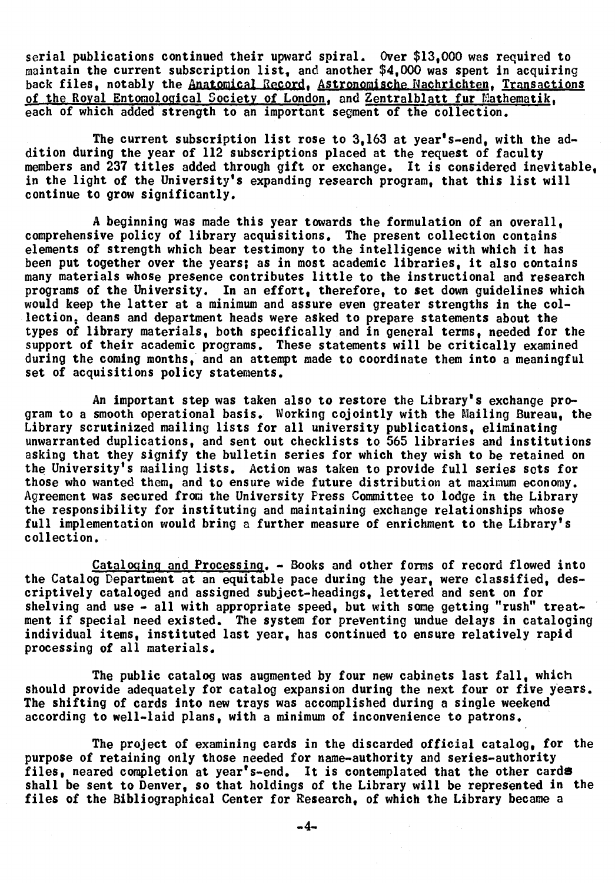serial publications continued their upward spiral. Over $13,000 was required to maintain the current subscription list, and another $4,000 was spent in acquiring back files, notably the Anatomical Record, Astronomische Nachrichten, Transactions of the Royal Entomological Society of London, and Zentralblatt fur Mathematik, each of which added strength to an important segment of the collection.

The current subscription list rose to 3,163 at year's-end, with the addition during the year of 112 subscriptions placed at the request of faculty members and 237 titles added through gift or exchange. It is considered inevitable, in the light of the University's expanding research program, that this list will continue to grow significantly.

A beginning was made this year towards the formulation of an overall, comprehensive policy of library acquisitions. The present collection contains elements of strength which bear testimony to the intelligence with which it has been put together over the years; as in most academic libraries, it also contains many materials whose presence contributes little to the instructional and research programs of the University. In an effort, therefore, to set down guidelines which would keep the latter at a minimum and assure even greater strengths in the collection, deans and department heads were asked to prepare statements about the types of library materials, both specifically and in general terms, needed for the support of their academic programs. These statements will be critically examined during the coming months, and an attempt made to coordinate them into a meaningful set of acquisitions policy statements.

An important step was taken also to restore the Library's exchange program to a smooth operational basis. Working cojointly with the Mailing Bureau, the Library scrutinized mailing lists for all university publications, eliminating unwarranted duplications, and sent out checklists to 565 libraries and institutions asking that they signify the bulletin series for which they wish to be retained on the University's mailing lists. Action was taken to provide full series sets for those who wanted them, and to ensure wide future distribution at maximum economy. Agreement was secured from the University Press Committee to lodge in the Library the responsibility for instituting and maintaining exchange relationships whose full implementation would bring a further measure of enrichment to the Library's collection.

Cataloging and Processing. - Books and other forms of record flowed into the Catalog Department at an equitable pace during the year, were classified, descriptively cataloged and assigned subject-headings, lettered and sent on for shelving and use - all with appropriate speed, but with some getting "rush" treatment if special need existed. The system for preventing undue delays in cataloging individual items, instituted last year, has continued to ensure relatively rapid processing of all materials.

The public catalog was augmented by four new cabinets last fall, which should provide adequately for catalog expansion during the next four or five years. The shifting of cards into new trays was accomplished during a single weekend according to well-laid plans, with a minimum of inconvenience to patrons.

The project of examining cards in the discarded official catalog, for the purpose of retaining only those needed for name-authority and series-authority files, neared completion at year's-end. It is contemplated that the other cards shall be sent to Denver, so that holdings of the Library will be represented in the files of the Bibliographical Center for Research, of which the Library became a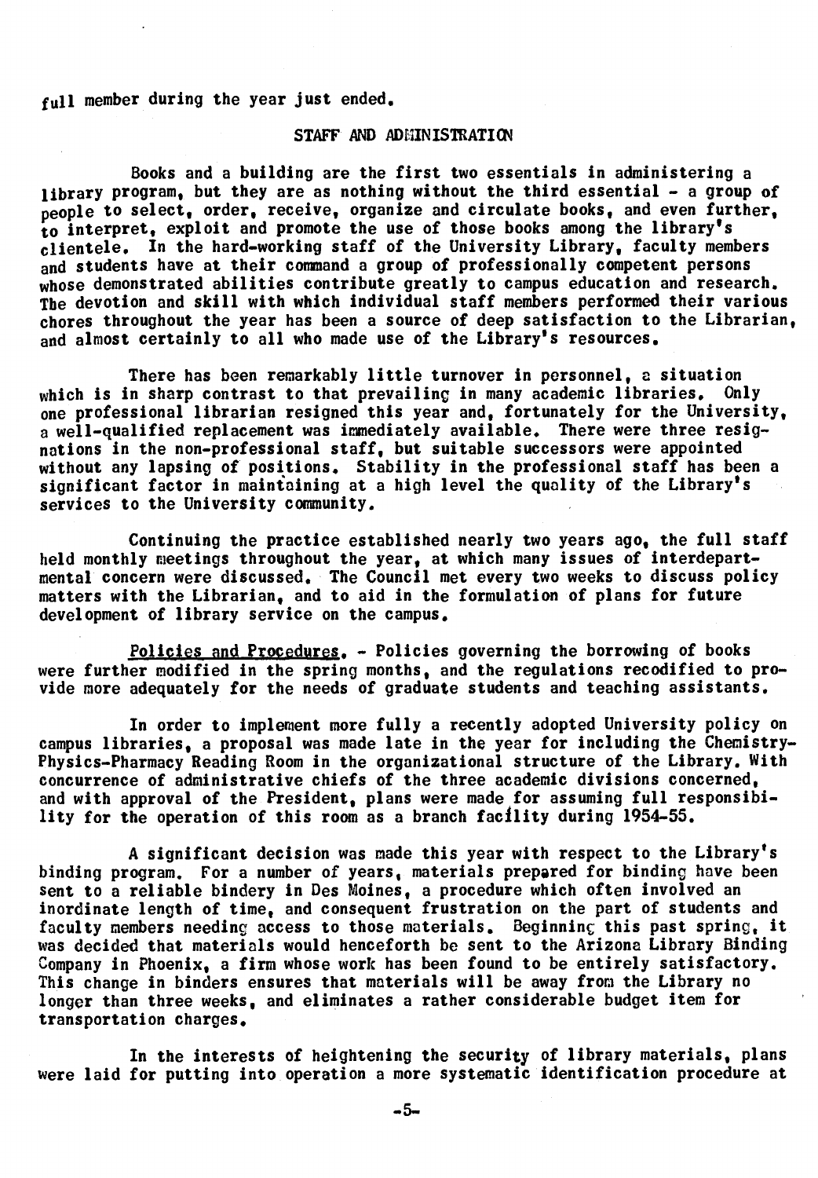full member during the year just ended.

## STAFF AND ADMINISTRATION

Books and a building are the first two essentials in administering a library program, but they are as nothing without the third essential - a group of people to select, order, receive, organize and circulate books, and even further, to interpret, exploit and promote the use of those books among the library's clientele. In the hard-working staff of the University Library, faculty members and students have at their command a group of professionally competent persons whose demonstrated abilities contribute greatly to campus education and research. The devotion and skill with which individual staff members performed their various chores throughout the year has been a source of deep satisfaction to the Librarian, and almost certainly to all who made use of the Library's resources.

There has been remarkably little turnover in personnel, a situation which is in sharp contrast to that prevailing in many academic libraries. Only one professional librarian resigned this year and, fortunately for the University, a well-qualified replacement was immediately available. There were three resignations in the non-professional staff, but suitable successors were appointed without any lapsing of positions. Stability in the professional staff has been a significant factor in maintaining at a high level the quality of the Library's services to the University community.

Continuing the practice established nearly two years ago, the full staff held monthly meetings throughout the year, at which many issues of interdepartmental concern were discussed. The Council met every two weeks to discuss policy matters with the Librarian, and to aid in the formulation of plans for future development of library service on the campus.

Policies and Procedures. - Policies governing the borrowing of books were further modified in the spring months, and the regulations recodified to provide more adequately for the needs of graduate students and teaching assistants.

In order to implement more fully a recently adopted University policy on campus libraries, a proposal was made late in the year for including the Chemistry-Physics-Pharmacy Reading Room in the organizational structure of the Library. With concurrence of administrative chiefs of the three academic divisions concerned, and with approval of the President, plans were made for assuming full responsibility for the operation of this room as a branch facility during 1954-55.

A significant decision was made this year with respect to the Library's binding program. For a number of years, materials prepared for binding have been sent to a reliable bindery in Des Moines, a procedure which often involved an inordinate length of time, and consequent frustration on the part of students and faculty members needing access to those materials. Beginning this past spring, it was decided that materials would henceforth be sent to the Arizona Library Binding Company in Phoenix, a firm whose work has been found to be entirely satisfactory. This change in binders ensures that materials will be away from the Library no longer than three weeks, and eliminates a rather considerable budget item for transportation charges.

In the interests of heightening the security of library materials, plans were laid for putting into operation a more systematic identification procedure at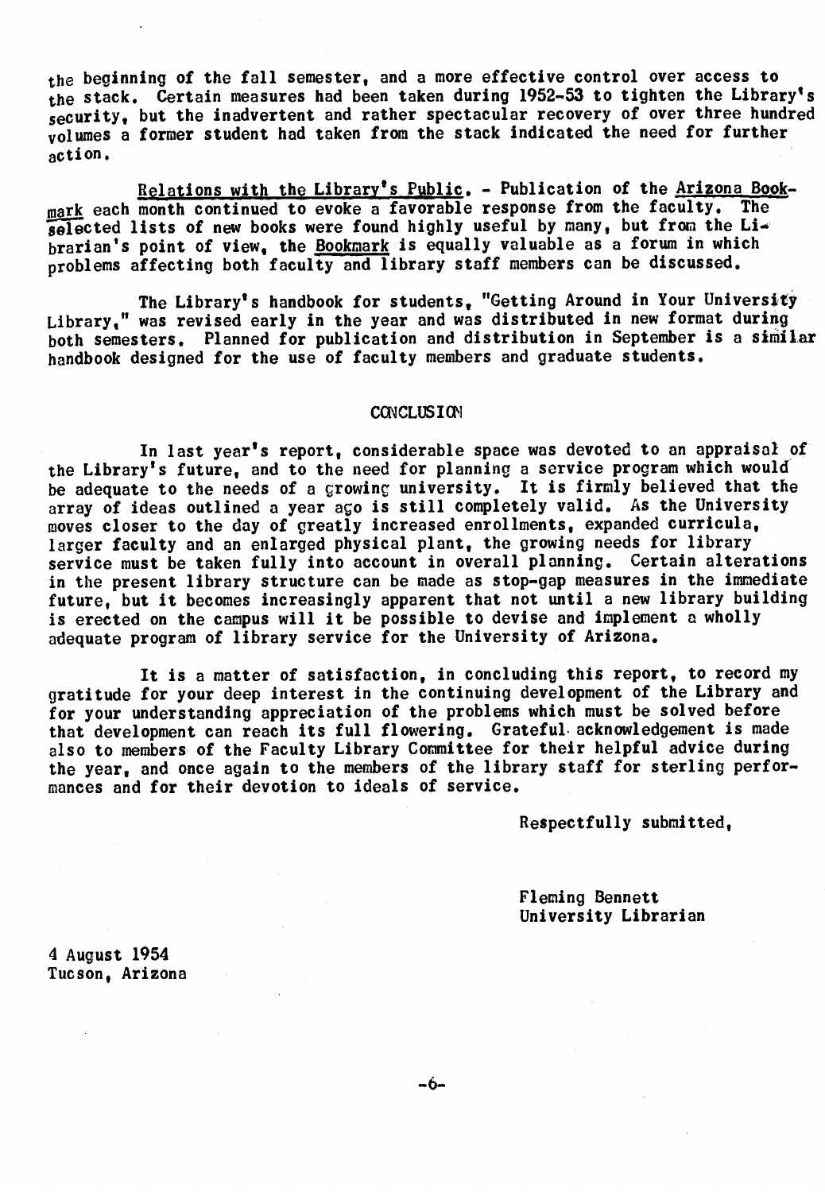the beginning of the fall semester, and a more effective control over access to the stack. Certain measures had been taken during 1952-53 to tighten the Library's security, but the inadvertent and rather spectacular recovery of over three hundred volumes a former student had taken from the stack indicated the need for further action.

Relations with the Library's Public. - Publication of the *Arizona Bookmark* each month continued to evoke a favorable response from the faculty. The selected lists of new books were found highly useful by many, but from the Librarian's point of view, the *Bookmark* is equally valuable as a forum in which problems affecting both faculty and library staff members can be discussed.

The Library's handbook for students, "Getting Around in Your University Library," was revised early in the year and was distributed in new format during both semesters. Planned for publication and distribution in September is a similar handbook designed for the use of faculty members and graduate students.

## CONCLUSION

In last year's report, considerable space was devoted to an appraisal of the Library's future, and to the need for planning a service program which would be adequate to the needs of a growing university. It is firmly believed that the array of ideas outlined a year ago is still completely valid. As the University moves closer to the day of greatly increased enrollments, expanded curricula, larger faculty and an enlarged physical plant, the growing needs for library service must be taken fully into account in overall planning. Certain alterations in the present library structure can be made as stop-gap measures in the immediate future, but it becomes increasingly apparent that not until a new library building is erected on the campus will it be possible to devise and implement a wholly adequate program of library service for the University of Arizona.

It is a matter of satisfaction, in concluding this report, to record my gratitude for your deep interest in the continuing development of the Library and for your understanding appreciation of the problems which must be solved before that development can reach its full flowering. Grateful acknowledgement is made also to members of the Faculty Library Committee for their helpful advice during the year, and once again to the members of the library staff for sterling performances and for their devotion to ideals of service.

Respectfully submitted,

Fleming Bennett
University Librarian

4 August 1954
Tucson, Arizona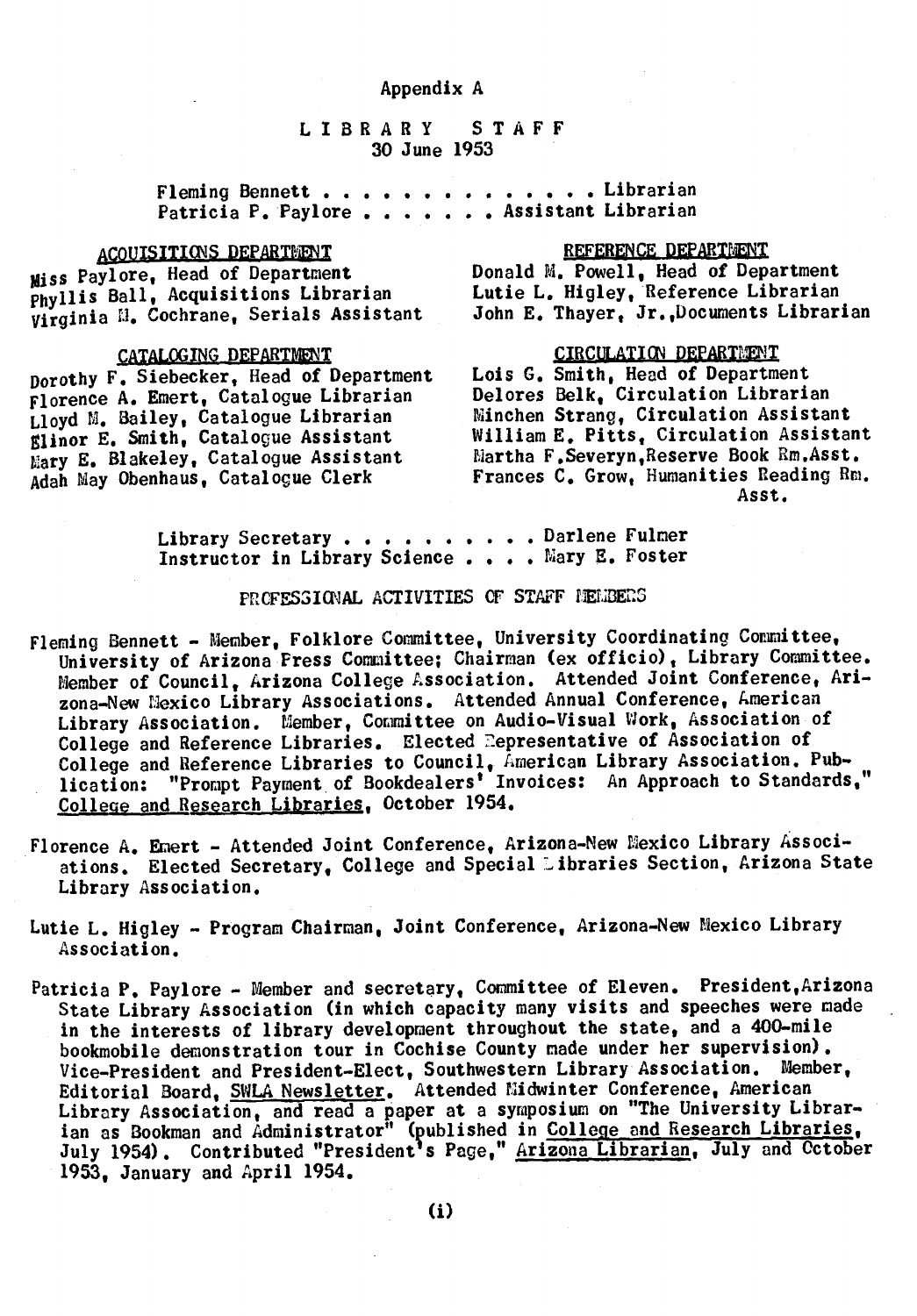Appendix A

# LIBRARY STAFF

30 June 1953

Fleming Bennett . . . . . . . . . . . . . . Librarian
Patricia P. Paylore . . . . . . . Assistant Librarian

## ACQUISITIONS DEPARTMENT

Miss Paylore, Head of Department
Phyllis Ball, Acquisitions Librarian
Virginia M. Cochrane, Serials Assistant

## CATALOGING DEPARTMENT

Dorothy F. Siebecker, Head of Department
Florence A. Emert, Catalogue Librarian
Lloyd M. Bailey, Catalogue Librarian
Elinor E. Smith, Catalogue Assistant
Mary E. Blakeley, Catalogue Assistant
Adah May Obenhaus, Catalogue Clerk

## REFERENCE DEPARTMENT

Donald M. Powell, Head of Department
Lutie L. Higley, Reference Librarian
John E. Thayer, Jr., Documents Librarian

## CIRCULATION DEPARTMENT

Lois G. Smith, Head of Department
Delores Belk, Circulation Librarian
Minchen Strang, Circulation Assistant
William E. Pitts, Circulation Assistant
Martha F. Severyn, Reserve Book Rm. Asst.
Frances C. Grow, Humanities Reading Rm. Asst.

Library Secretary . . . . . . . . . . Darlene Fulmer
Instructor in Library Science . . . . Mary E. Foster

## PROFESSIONAL ACTIVITIES OF STAFF MEMBERS

Fleming Bennett - Member, Folklore Committee, University Coordinating Committee, University of Arizona Press Committee; Chairman (ex officio), Library Committee. Member of Council, Arizona College Association. Attended Joint Conference, Arizona-New Mexico Library Associations. Attended Annual Conference, American Library Association. Member, Committee on Audio-Visual Work, Association of College and Reference Libraries. Elected Representative of Association of College and Reference Libraries to Council, American Library Association. Publication: "Prompt Payment of Bookdealers' Invoices: An Approach to Standards," College and Research Libraries, October 1954.

Florence A. Emert - Attended Joint Conference, Arizona-New Mexico Library Associations. Elected Secretary, College and Special Libraries Section, Arizona State Library Association.

Lutie L. Higley - Program Chairman, Joint Conference, Arizona-New Mexico Library Association.

Patricia P. Paylore - Member and secretary, Committee of Eleven. President, Arizona State Library Association (in which capacity many visits and speeches were made in the interests of library development throughout the state, and a 400-mile bookmobile demonstration tour in Cochise County made under her supervision). Vice-President and President-Elect, Southwestern Library Association. Member, Editorial Board, SWLA Newsletter. Attended Midwinter Conference, American Library Association, and read a paper at a symposium on "The University Librarian as Bookman and Administrator" (published in College and Research Libraries, July 1954). Contributed "President's Page," Arizona Librarian, July and October 1953, January and April 1954.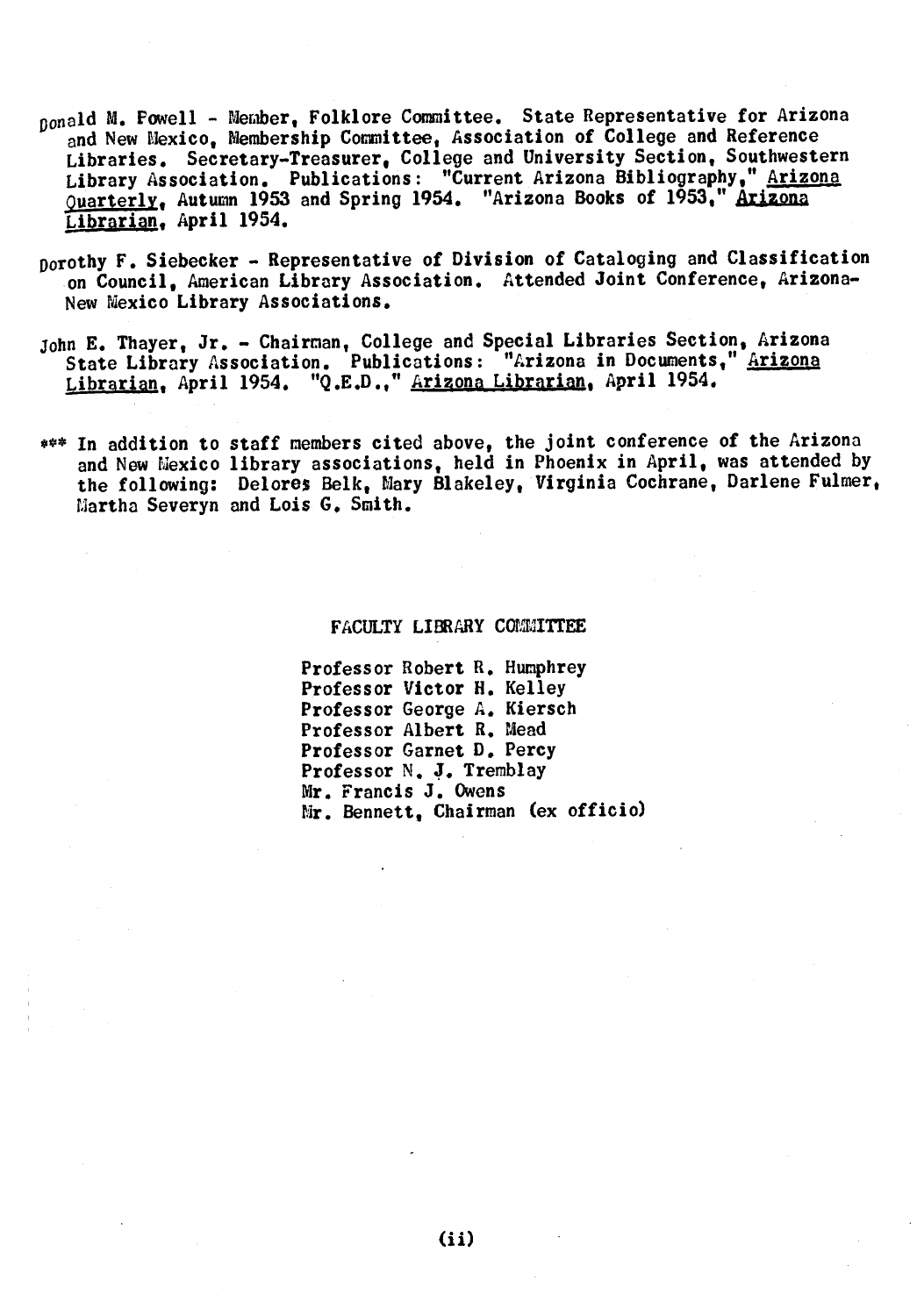Donald M. Powell - Member, Folklore Committee. State Representative for Arizona and New Mexico, Membership Committee, Association of College and Reference Libraries. Secretary-Treasurer, College and University Section, Southwestern Library Association. Publications: "Current Arizona Bibliography," Arizona Quarterly, Autumn 1953 and Spring 1954. "Arizona Books of 1953," Arizona Librarian, April 1954.

Dorothy F. Siebecker - Representative of Division of Cataloging and Classification on Council, American Library Association. Attended Joint Conference, Arizona-New Mexico Library Associations.

John E. Thayer, Jr. - Chairman, College and Special Libraries Section, Arizona State Library Association. Publications: "Arizona in Documents," Arizona Librarian, April 1954. "Q.E.D.," Arizona Librarian, April 1954.

*** In addition to staff members cited above, the joint conference of the Arizona and New Mexico library associations, held in Phoenix in April, was attended by the following: Delores Belk, Mary Blakeley, Virginia Cochrane, Darlene Fulmer, Martha Severyn and Lois G. Smith.

## FACULTY LIBRARY COMMITTEE

Professor Robert R. Humphrey
Professor Victor H. Kelley
Professor George A. Kiersch
Professor Albert R. Mead
Professor Garnet D. Percy
Professor N. J. Tremblay
Mr. Francis J. Owens
Mr. Bennett, Chairman (ex officio)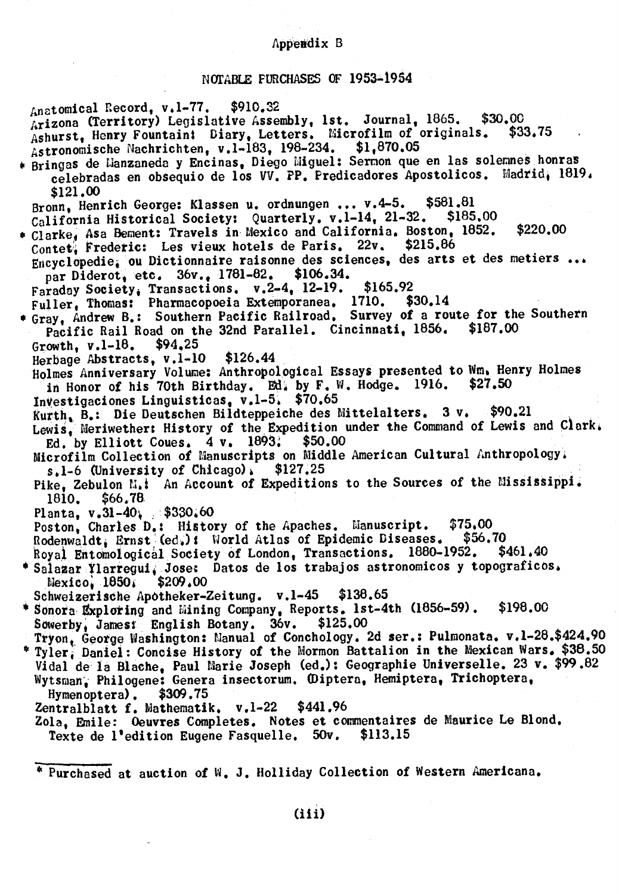Appendix B

## NOTABLE PURCHASES OF 1953-1954

Anatomical Record, v.1-77. $910.32

Arizona (Territory) Legislative Assembly, 1st. Journal, 1865. $30.00

Ashurst, Henry Fountain: Diary, Letters. Microfilm of originals. $33.75

Astronomische Nachrichten, v.1-183, 198-234. $1,870.05

* Bringas de Manzaneda y Encinas, Diego Miguel: Sermon que en las solemnes honras celebradas en obsequio de los VV. PP. Predicadores Apostolicos. Madrid, 1819. $121.00

Bronn, Henrich George: Klassen u. ordnungen ... v.4-5. $581.81

California Historical Society: Quarterly. v.1-14, 21-32. $185.00

* Clarke, Asa Bement: Travels in Mexico and California. Boston, 1852. $220.00

Contet, Frederic: Les vieux hotels de Paris. 22v. $215.86

Encyclopedie, ou Dictionnaire raisonne des sciences, des arts et des metiers ... par Diderot, etc. 36v., 1781-82. $106.34.

Faraday Society, Transactions. v.2-4, 12-19. $165.92

Fuller, Thomas: Pharmacopoeia Extemporanea. 1710. $30.14

* Gray, Andrew B.: Southern Pacific Railroad. Survey of a route for the Southern Pacific Rail Road on the 32nd Parallel. Cincinnati, 1856. $187.00

Growth, v.1-18. $94.25

Herbage Abstracts, v.1-10 $126.44

Holmes Anniversary Volume: Anthropological Essays presented to Wm. Henry Holmes in Honor of his 70th Birthday. Ed. by F. W. Hodge. 1916. $27.50

Investigaciones Linguisticas, v.1-5. $70.65

Kurth, B.: Die Deutschen Bildteppeiche des Mittelalters. 3 v. $90.21

Lewis, Meriwether: History of the Expedition under the Command of Lewis and Clark. Ed. by Elliott Coues. 4 v. 1893. $50.00

Microfilm Collection of Manuscripts on Middle American Cultural Anthropology. s.1-6 (University of Chicago). $127.25

Pike, Zebulon M.: An Account of Expeditions to the Sources of the Mississippi. 1810. $66.78

Planta, v.31-40. $330.60

Poston, Charles D.: History of the Apaches. Manuscript. $75.00

Rodenwaldt, Ernst (ed.): World Atlas of Epidemic Diseases. $56.70

Royal Entomological Society of London, Transactions. 1880-1952. $461.40

* Salazar Ylarregui, Jose: Datos de los trabajos astronomicos y topograficos. Mexico, 1850. $209.00

Schweizerische Apotheker-Zeitung. v.1-45 $138.65

* Sonora Exploring and Mining Company, Reports. 1st-4th (1856-59). $198.00

Sowerby, James: English Botany. 36v. $125.00

Tryon, George Washington: Manual of Conchology. 2d ser.: Pulmonata. v.1-28.$424.90

* Tyler, Daniel: Concise History of the Mormon Battalion in the Mexican Wars. $38.50

Vidal de la Blache, Paul Marie Joseph (ed.): Geographie Universelle. 23 v. $99.82

Wytsman, Philogene: Genera insectorum. (Diptera, Hemiptera, Trichoptera, Hymenoptera). $309.75

Zentralblatt f. Mathematik. v.1-22 $441.96

Zola, Emile: Oeuvres Completes. Notes et commentaires de Maurice Le Blond. Texte de l'edition Eugene Fasquelle. 50v. $113.15

---

* Purchased at auction of W. J. Holliday Collection of Western Americana.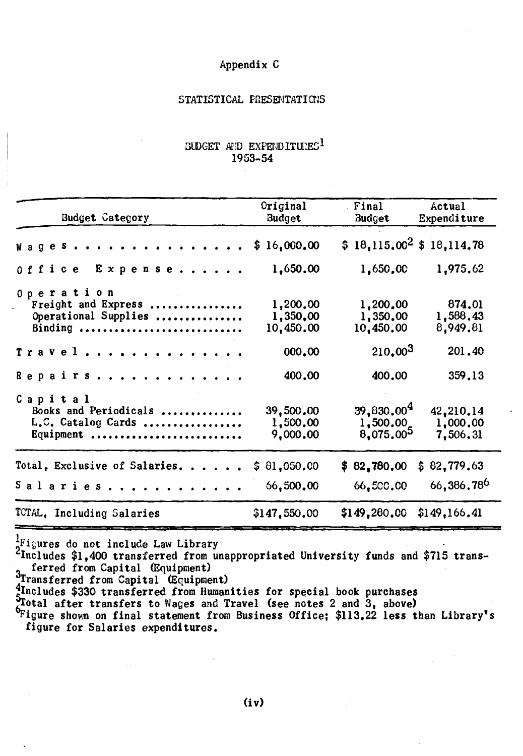Appendix C

# STATISTICAL PRESENTATIONS

## BUDGET AND EXPENDITURES[1]
1953-54

| Budget Category | Original Budget | Final Budget | Actual Expenditure |
|---|---|---|---|
| Wages | $ 16,000.00 | $ 18,115.00[2] | $ 18,114.78 |
| Office Expense | 1,650.00 | 1,650.00 | 1,975.62 |
| Operation | | | |
| Freight and Express | 1,200.00 | 1,200.00 | 874.01 |
| Operational Supplies | 1,350.00 | 1,350.00 | 1,588.43 |
| Binding | 10,450.00 | 10,450.00 | 8,949.81 |
| Travel | 000.00 | 210.00[3] | 201.40 |
| Repairs | 400.00 | 400.00 | 359.13 |
| Capital | | | |
| Books and Periodicals | 39,500.00 | 39,830.00[4] | 42,210.14 |
| L.C. Catalog Cards | 1,500.00 | 1,500.00 | 1,000.00 |
| Equipment | 9,000.00 | 8,075.00[5] | 7,506.31 |
| Total, Exclusive of Salaries | $ 81,050.00 | $ 82,780.00 | $ 82,779.63 |
| Salaries | 66,500.00 | 66,500.00 | 66,386.78[6] |
| TOTAL, Including Salaries | $147,550.00 | $149,280.00 | $149,166.41 |

[1] Figures do not include Law Library

[2] Includes $1,400 transferred from unappropriated University funds and $715 transferred from Capital (Equipment)

[3] Transferred from Capital (Equipment)

[4] Includes $330 transferred from Humanities for special book purchases

[5] Total after transfers to Wages and Travel (see notes 2 and 3, above)

[6] Figure shown on final statement from Business Office; $113.22 less than Library's figure for Salaries expenditures.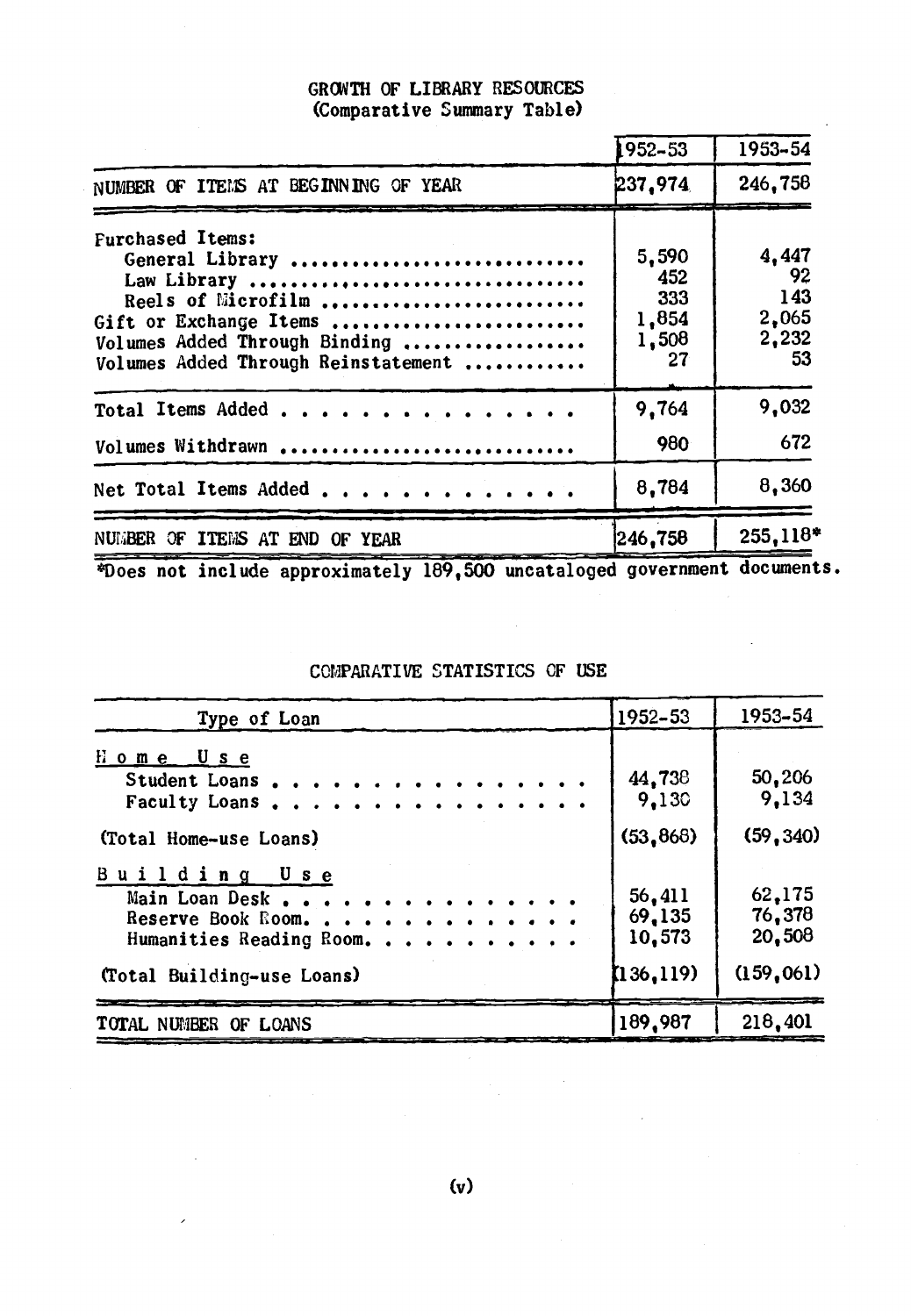# GROWTH OF LIBRARY RESOURCES
(Comparative Summary Table)

| | 1952-53 | 1953-54 |
|---|---|---|
| NUMBER OF ITEMS AT BEGINNING OF YEAR | 237,974 | 246,758 |
| Purchased Items: | | |
| General Library | 5,590 | 4,447 |
| Law Library | 452 | 92 |
| Reels of Microfilm | 333 | 143 |
| Gift or Exchange Items | 1,854 | 2,065 |
| Volumes Added Through Binding | 1,508 | 2,232 |
| Volumes Added Through Reinstatement | 27 | 53 |
| Total Items Added | 9,764 | 9,032 |
| Volumes Withdrawn | 980 | 672 |
| Net Total Items Added | 8,784 | 8,360 |
| NUMBER OF ITEMS AT END OF YEAR | 246,758 | 255,118* |

*Does not include approximately 189,500 uncataloged government documents.

# COMPARATIVE STATISTICS OF USE

| Type of Loan | 1952-53 | 1953-54 |
|---|---|---|
| Home Use | | |
| Student Loans | 44,738 | 50,206 |
| Faculty Loans | 9,130 | 9,134 |
| (Total Home-use Loans) | (53,868) | (59,340) |
| Building Use | | |
| Main Loan Desk | 56,411 | 62,175 |
| Reserve Book Room. | 69,135 | 76,378 |
| Humanities Reading Room. | 10,573 | 20,508 |
| (Total Building-use Loans) | (136,119) | (159,061) |
| TOTAL NUMBER OF LOANS | 189,987 | 218,401 |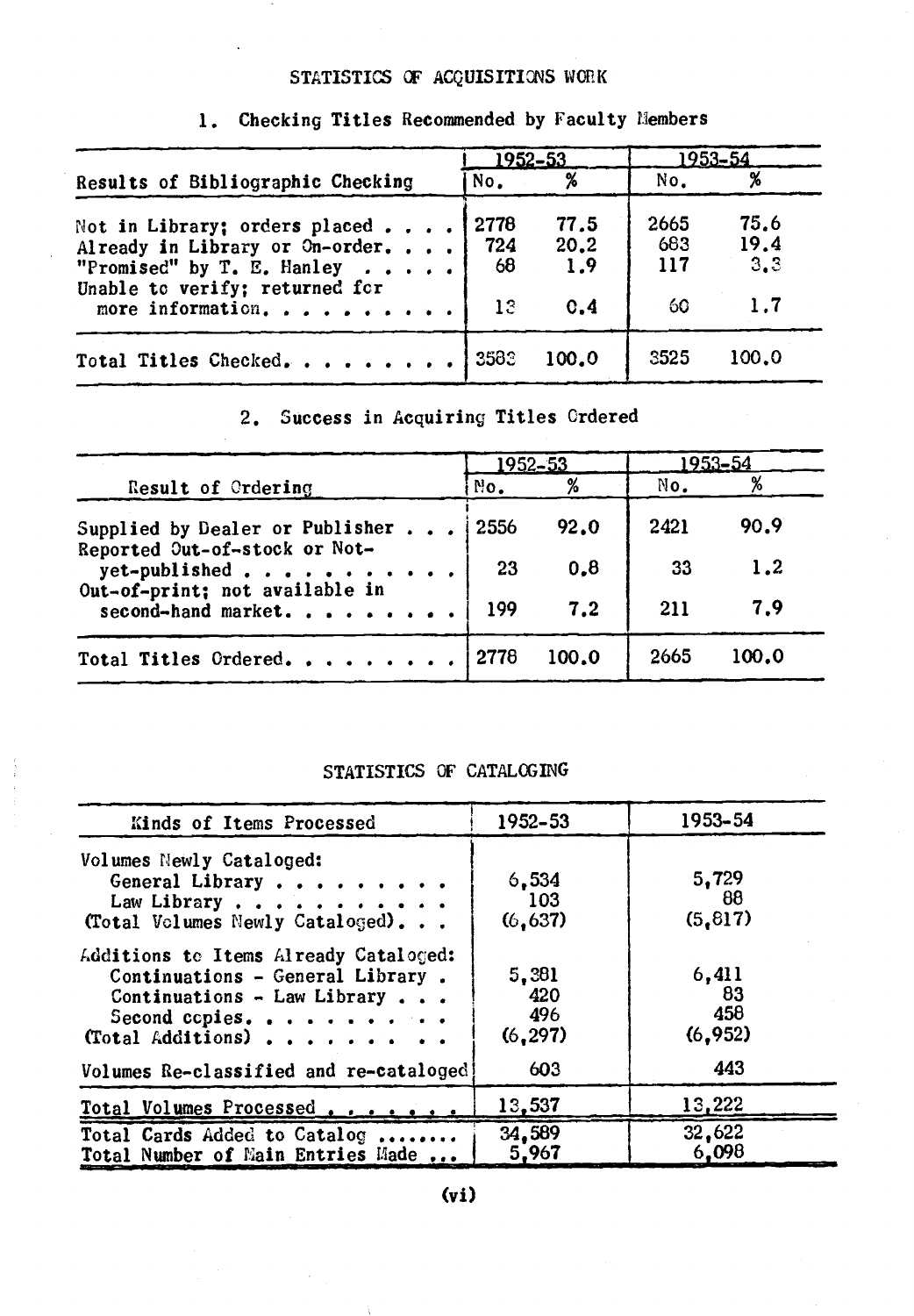# STATISTICS OF ACQUISITIONS WORK

## 1. Checking Titles Recommended by Faculty Members

| Results of Bibliographic Checking | 1952-53 | | 1953-54 | |
|---|---|---|---|---|
| | No. | % | No. | % |
| Not in Library; orders placed . . . . | 2778 | 77.5 | 2665 | 75.6 |
| Already in Library or On-order. . . . | 724 | 20.2 | 683 | 19.4 |
| "Promised" by T. E. Hanley . . . . . | 68 | 1.9 | 117 | 3.3 |
| Unable to verify; returned for more information. . . . . . . . . | 13 | 0.4 | 60 | 1.7 |
| Total Titles Checked. . . . . . . . . | 3583 | 100.0 | 3525 | 100.0 |

## 2. Success in Acquiring Titles Ordered

| Result of Ordering | 1952-53 | | 1953-54 | |
|---|---|---|---|---|
| | No. | % | No. | % |
| Supplied by Dealer or Publisher . . . | 2556 | 92.0 | 2421 | 90.9 |
| Reported Out-of-stock or Not-yet-published . . . . . . . . . . . | 23 | 0.8 | 33 | 1.2 |
| Out-of-print; not available in second-hand market. . . . . . . . . | 199 | 7.2 | 211 | 7.9 |
| Total Titles Ordered. . . . . . . . . | 2778 | 100.0 | 2665 | 100.0 |

# STATISTICS OF CATALOGING

| Kinds of Items Processed | 1952-53 | 1953-54 |
|---|---|---|
| Volumes Newly Cataloged: | | |
| General Library . . . . . . . . . | 6,534 | 5,729 |
| Law Library . . . . . . . . . . . | 103 | 88 |
| (Total Volumes Newly Cataloged). . . | (6,637) | (5,817) |
| Additions to Items Already Cataloged: | | |
| Continuations - General Library . | 5,381 | 6,411 |
| Continuations - Law Library . . . | 420 | 83 |
| Second copies. . . . . . . . . . | 496 | 458 |
| (Total Additions) . . . . . . . . | (6,297) | (6,952) |
| Volumes Re-classified and re-cataloged | 603 | 443 |
| Total Volumes Processed . . . . . . . | 13,537 | 13,222 |
| Total Cards Added to Catalog ....... | 34,589 | 32,622 |
| Total Number of Main Entries Made ... | 5,967 | 6,098 |